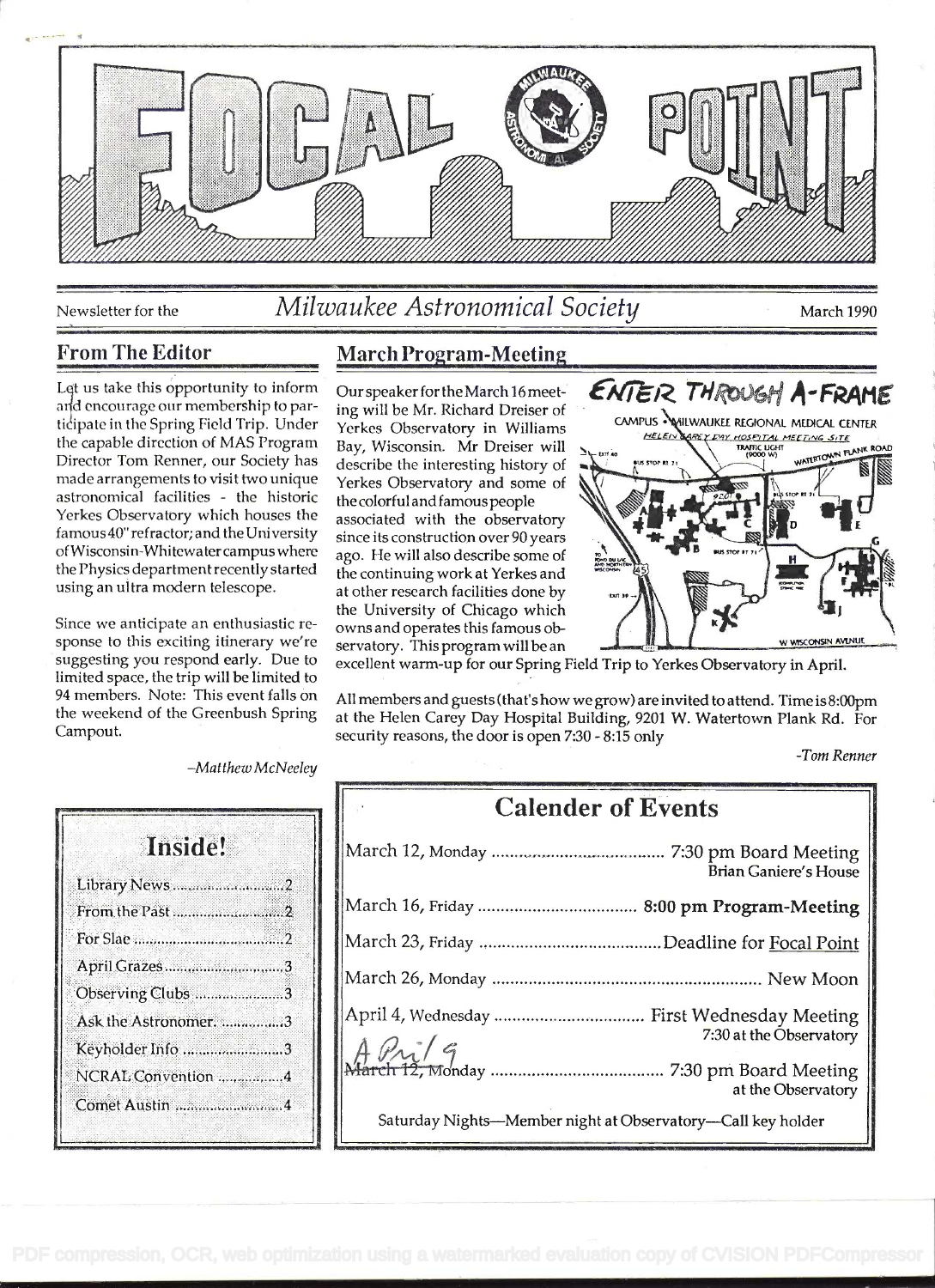# FOCAL POINT

Newsletter for the *Milwaukee Astronomical Society* March 1990

## From The Editor

Let us take this opportunity to inform and encourage our membership to participate in the Spring Field Trip. Under the capable direction of MAS Program Director Tom Renner, our Society has made arrangements to visit two unique astronomical facilities - the historic Yerkes Observatory which houses the famous 40" refractor; and the University of Wisconsin-Whitewater campus where the Physics department recently started using an ultra modern telescope.

Since we anticipate an enthusiastic response to this exciting itinerary we're suggesting you respond early. Due to limited space, the trip will be limited to 94 members. Note: This event falls on the weekend of the Greenbush Spring Campout.

*–Matthew McNeeley*

## March Program-Meeting

Our speaker for the March 16 meeting will be Mr. Richard Dreiser of Yerkes Observatory in Williams Bay, Wisconsin. Mr Dreiser will describe the interesting history of Yerkes Observatory and some of the colorful and famous people associated with the observatory since its construction over 90 years ago. He will also describe some of the continuing work at Yerkes and at other research facilities done by the University of Chicago which owns and operates this famous observatory. This program will be an excellent warm-up for our Spring Field Trip to Yerkes Observatory in April.

ENTER THROUGH A-FRAME

CAMPUS • MILWAUKEE REGIONAL MEDICAL CENTER
HELEN CAREY DAY HOSPITAL MEETING SITE

All members and guests (that's how we grow) are invited to attend. Time is 8:00pm at the Helen Carey Day Hospital Building, 9201 W. Watertown Plank Rd. For security reasons, the door is open 7:30 - 8:15 only

*-Tom Renner*

## Inside!

- Library News .......... 2
- From the Past .......... 2
- For Slae .......... 2
- April Grazes .......... 3
- Observing Clubs .......... 3
- Ask the Astronomer. .......... 3
- Keyholder Info .......... 3
- NCRAL Convention .......... 4
- Comet Austin .......... 4

## Calender of Events

| | |
|---|---|
| March 12, Monday | 7:30 pm Board Meeting<br>Brian Ganiere's House |
| March 16, Friday | **8:00 pm Program-Meeting** |
| March 23, Friday | Deadline for <u>Focal Point</u> |
| March 26, Monday | New Moon |
| April 4, Wednesday | First Wednesday Meeting<br>7:30 at the Observatory |
| ~~March 12,~~ April 9 Monday | 7:30 pm Board Meeting<br>at the Observatory |

Saturday Nights—Member night at Observatory—Call key holder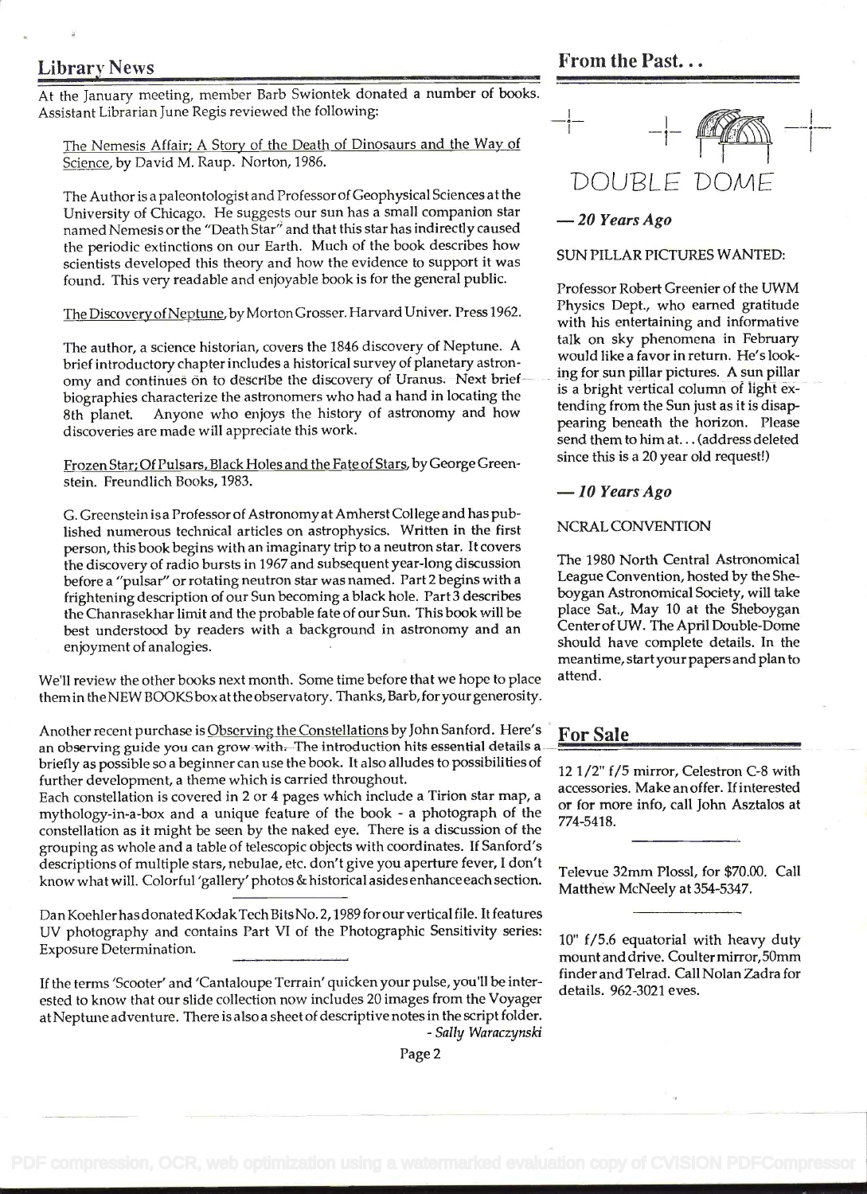## Library News

At the January meeting, member Barb Swiontek donated a number of books. Assistant Librarian June Regis reviewed the following:

The Nemesis Affair; A Story of the Death of Dinosaurs and the Way of Science, by David M. Raup. Norton, 1986.

The Author is a paleontologist and Professor of Geophysical Sciences at the University of Chicago. He suggests our sun has a small companion star named Nemesis or the "Death Star" and that this star has indirectly caused the periodic extinctions on our Earth. Much of the book describes how scientists developed this theory and how the evidence to support it was found. This very readable and enjoyable book is for the general public.

The Discovery of Neptune, by Morton Grosser. Harvard Univer. Press 1962.

The author, a science historian, covers the 1846 discovery of Neptune. A brief introductory chapter includes a historical survey of planetary astronomy and continues on to describe the discovery of Uranus. Next brief biographies characterize the astronomers who had a hand in locating the 8th planet. Anyone who enjoys the history of astronomy and how discoveries are made will appreciate this work.

Frozen Star; Of Pulsars, Black Holes and the Fate of Stars, by George Greenstein. Freundlich Books, 1983.

G. Greenstein is a Professor of Astronomy at Amherst College and has published numerous technical articles on astrophysics. Written in the first person, this book begins with an imaginary trip to a neutron star. It covers the discovery of radio bursts in 1967 and subsequent year-long discussion before a "pulsar" or rotating neutron star was named. Part 2 begins with a frightening description of our Sun becoming a black hole. Part 3 describes the Chanrasekhar limit and the probable fate of our Sun. This book will be best understood by readers with a background in astronomy and an enjoyment of analogies.

We'll review the other books next month. Some time before that we hope to place them in the NEW BOOKS box at the observatory. Thanks, Barb, for your generosity.

Another recent purchase is Observing the Constellations by John Sanford. Here's an observing guide you can grow with. The introduction hits essential details a briefly as possible so a beginner can use the book. It also alludes to possibilities of further development, a theme which is carried throughout.
Each constellation is covered in 2 or 4 pages which include a Tirion star map, a mythology-in-a-box and a unique feature of the book - a photograph of the constellation as it might be seen by the naked eye. There is a discussion of the grouping as whole and a table of telescopic objects with coordinates. If Sanford's descriptions of multiple stars, nebulae, etc. don't give you aperture fever, I don't know what will. Colorful 'gallery' photos & historical asides enhance each section.

Dan Koehler has donated Kodak Tech Bits No. 2, 1989 for our vertical file. It features UV photography and contains Part VI of the Photographic Sensitivity series: Exposure Determination.

If the terms 'Scooter' and 'Cantaloupe Terrain' quicken your pulse, you'll be interested to know that our slide collection now includes 20 images from the Voyager at Neptune adventure. There is also a sheet of descriptive notes in the script folder.

*- Sally Waraczynski*

## From the Past...

DOUBLE DOME

### — 20 Years Ago

SUN PILLAR PICTURES WANTED:

Professor Robert Greenier of the UWM Physics Dept., who earned gratitude with his entertaining and informative talk on sky phenomena in February would like a favor in return. He's looking for sun pillar pictures. A sun pillar is a bright vertical column of light extending from the Sun just as it is disappearing beneath the horizon. Please send them to him at... (address deleted since this is a 20 year old request!)

### — 10 Years Ago

NCRAL CONVENTION

The 1980 North Central Astronomical League Convention, hosted by the Sheboygan Astronomical Society, will take place Sat., May 10 at the Sheboygan Center of UW. The April Double-Dome should have complete details. In the meantime, start your papers and plan to attend.

## For Sale

12 1/2" f/5 mirror, Celestron C-8 with accessories. Make an offer. If interested or for more info, call John Asztalos at 774-5418.

Televue 32mm Plossl, for $70.00. Call Matthew McNeely at 354-5347.

10" f/5.6 equatorial with heavy duty mount and drive. Coulter mirror, 50mm finder and Telrad. Call Nolan Zadra for details. 962-3021 eves.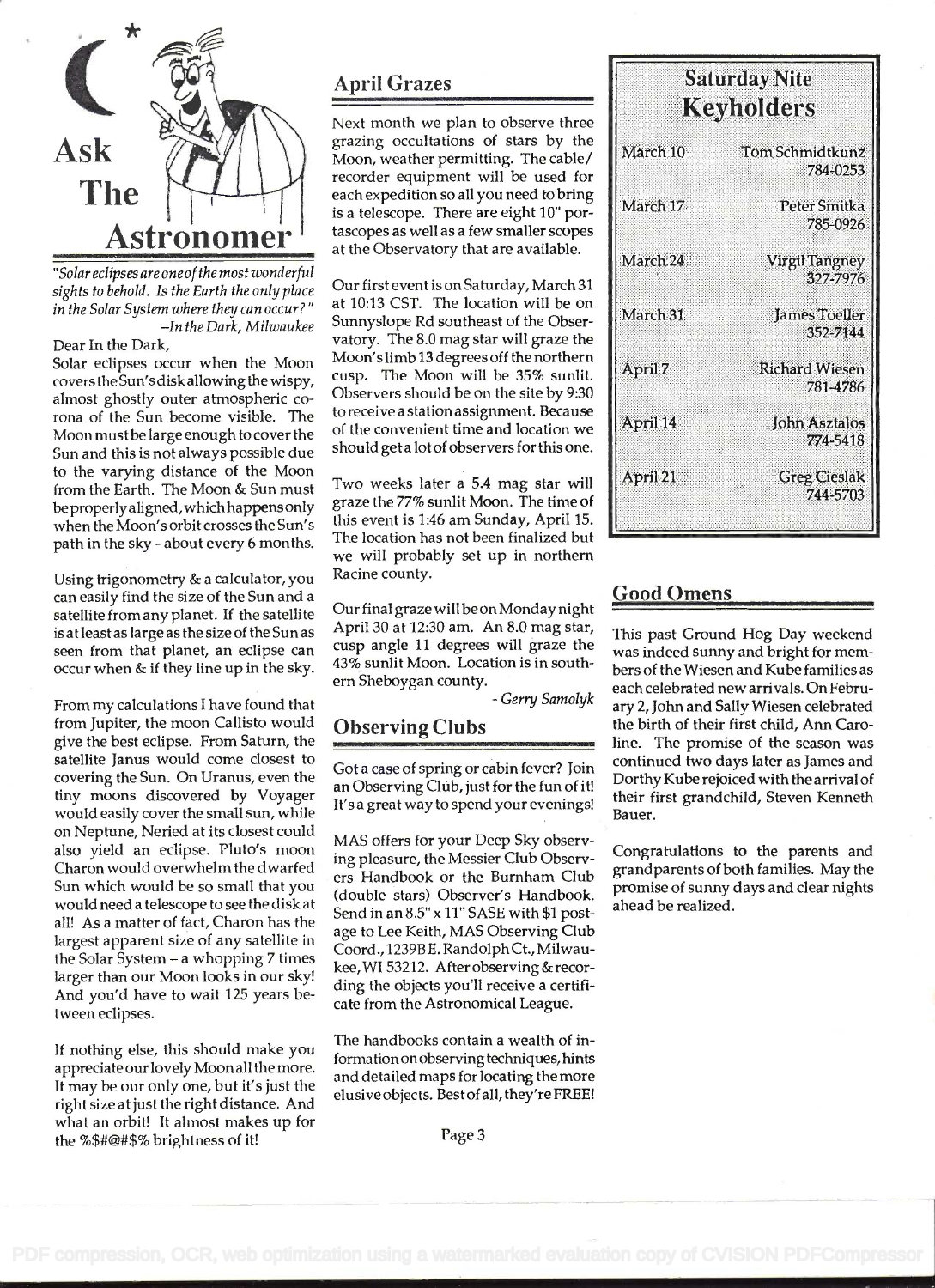# Ask The Astronomer

*"Solar eclipses are one of the most wonderful sights to behold. Is the Earth the only place in the Solar System where they can occur?"*
*–In the Dark, Milwaukee*

Dear In the Dark,

Solar eclipses occur when the Moon covers the Sun's disk allowing the wispy, almost ghostly outer atmospheric corona of the Sun become visible. The Moon must be large enough to cover the Sun and this is not always possible due to the varying distance of the Moon from the Earth. The Moon & Sun must be properly aligned, which happens only when the Moon's orbit crosses the Sun's path in the sky - about every 6 months.

Using trigonometry & a calculator, you can easily find the size of the Sun and a satellite from any planet. If the satellite is at least as large as the size of the Sun as seen from that planet, an eclipse can occur when & if they line up in the sky.

From my calculations I have found that from Jupiter, the moon Callisto would give the best eclipse. From Saturn, the satellite Janus would come closest to covering the Sun. On Uranus, even the tiny moons discovered by Voyager would easily cover the small sun, while on Neptune, Neried at its closest could also yield an eclipse. Pluto's moon Charon would overwhelm the dwarfed Sun which would be so small that you would need a telescope to see the disk at all! As a matter of fact, Charon has the largest apparent size of any satellite in the Solar System – a whopping 7 times larger than our Moon looks in our sky! And you'd have to wait 125 years between eclipses.

If nothing else, this should make you appreciate our lovely Moon all the more. It may be our only one, but it's just the right size at just the right distance. And what an orbit! It almost makes up for the %$#@#$% brightness of it!

## April Grazes

Next month we plan to observe three grazing occultations of stars by the Moon, weather permitting. The cable/recorder equipment will be used for each expedition so all you need to bring is a telescope. There are eight 10" portascopes as well as a few smaller scopes at the Observatory that are available.

Our first event is on Saturday, March 31 at 10:13 CST. The location will be on Sunnyslope Rd southeast of the Observatory. The 8.0 mag star will graze the Moon's limb 13 degrees off the northern cusp. The Moon will be 35% sunlit. Observers should be on the site by 9:30 to receive a station assignment. Because of the convenient time and location we should get a lot of observers for this one.

Two weeks later a 5.4 mag star will graze the 77% sunlit Moon. The time of this event is 1:46 am Sunday, April 15. The location has not been finalized but we will probably set up in northern Racine county.

Our final graze will be on Monday night April 30 at 12:30 am. An 8.0 mag star, cusp angle 11 degrees will graze the 43% sunlit Moon. Location is in southern Sheboygan county.

*- Gerry Samolyk*

## Observing Clubs

Got a case of spring or cabin fever? Join an Observing Club, just for the fun of it! It's a great way to spend your evenings!

MAS offers for your Deep Sky observing pleasure, the Messier Club Observers Handbook or the Burnham Club (double stars) Observer's Handbook. Send in an 8.5" x 11" SASE with $1 postage to Lee Keith, MAS Observing Club Coord., 1239B E. Randolph Ct., Milwaukee, WI 53212. After observing & recording the objects you'll receive a certificate from the Astronomical League.

The handbooks contain a wealth of information on observing techniques, hints and detailed maps for locating the more elusive objects. Best of all, they're FREE!

## Saturday Nite Keyholders

| Date | Keyholder |
|---|---|
| March 10 | Tom Schmidtkunz 784-0253 |
| March 17 | Peter Smitka 785-0926 |
| March 24 | Virgil Tangney 327-7976 |
| March 31 | James Toeller 352-7144 |
| April 7 | Richard Wiesen 781-4786 |
| April 14 | John Asztalos 774-5418 |
| April 21 | Greg Cieslak 744-5703 |

## Good Omens

This past Ground Hog Day weekend was indeed sunny and bright for members of the Wiesen and Kube families as each celebrated new arrivals. On February 2, John and Sally Wiesen celebrated the birth of their first child, Ann Caroline. The promise of the season was continued two days later as James and Dorthy Kube rejoiced with the arrival of their first grandchild, Steven Kenneth Bauer.

Congratulations to the parents and grandparents of both families. May the promise of sunny days and clear nights ahead be realized.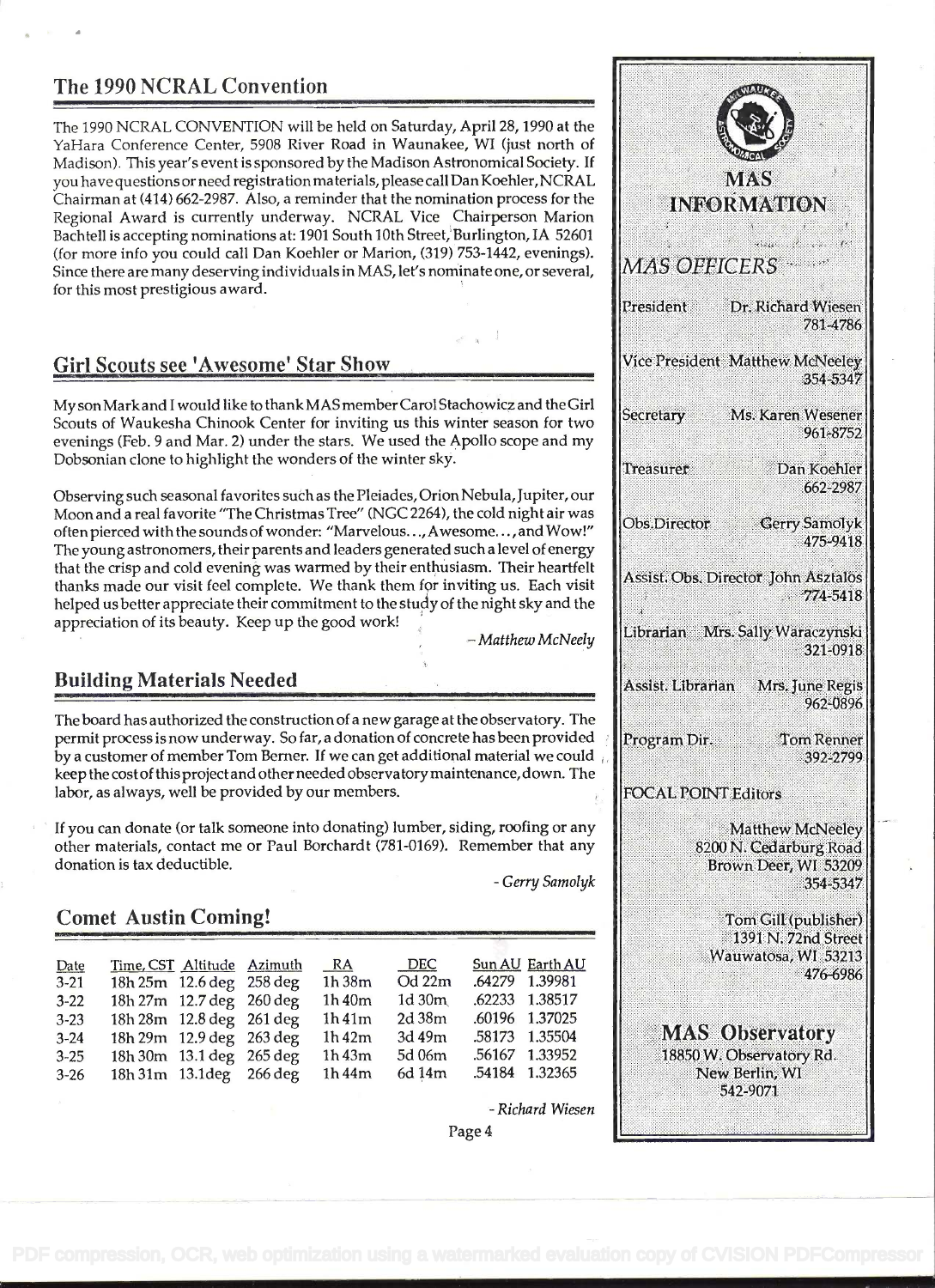## The 1990 NCRAL Convention

The 1990 NCRAL CONVENTION will be held on Saturday, April 28, 1990 at the YaHara Conference Center, 5908 River Road in Waunakee, WI (just north of Madison). This year's event is sponsored by the Madison Astronomical Society. If you have questions or need registration materials, please call Dan Koehler, NCRAL Chairman at (414) 662-2987. Also, a reminder that the nomination process for the Regional Award is currently underway. NCRAL Vice Chairperson Marion Bachtell is accepting nominations at: 1901 South 10th Street, Burlington, IA 52601 (for more info you could call Dan Koehler or Marion, (319) 753-1442, evenings). Since there are many deserving individuals in MAS, let's nominate one, or several, for this most prestigious award.

## Girl Scouts see 'Awesome' Star Show

My son Mark and I would like to thank MAS member Carol Stachowicz and the Girl Scouts of Waukesha Chinook Center for inviting us this winter season for two evenings (Feb. 9 and Mar. 2) under the stars. We used the Apollo scope and my Dobsonian clone to highlight the wonders of the winter sky.

Observing such seasonal favorites such as the Pleiades, Orion Nebula, Jupiter, our Moon and a real favorite "The Christmas Tree" (NGC 2264), the cold night air was often pierced with the sounds of wonder: "Marvelous..., Awesome..., and Wow!" The young astronomers, their parents and leaders generated such a level of energy that the crisp and cold evening was warmed by their enthusiasm. Their heartfelt thanks made our visit feel complete. We thank them for inviting us. Each visit helped us better appreciate their commitment to the study of the night sky and the appreciation of its beauty. Keep up the good work!

*– Matthew McNeely*

## Building Materials Needed

The board has authorized the construction of a new garage at the observatory. The permit process is now underway. So far, a donation of concrete has been provided by a customer of member Tom Berner. If we can get additional material we could keep the cost of this project and other needed observatory maintenance, down. The labor, as always, well be provided by our members.

If you can donate (or talk someone into donating) lumber, siding, roofing or any other materials, contact me or Paul Borchardt (781-0169). Remember that any donation is tax deductible.

*- Gerry Samolyk*

## Comet Austin Coming!

| Date | Time, CST | Altitude | Azimuth | RA | DEC | Sun AU | Earth AU |
|---|---|---|---|---|---|---|---|
| 3-21 | 18h 25m | 12.6 deg | 258 deg | 1h 38m | 0d 22m | .64279 | 1.39981 |
| 3-22 | 18h 27m | 12.7 deg | 260 deg | 1h 40m | 1d 30m | .62233 | 1.38517 |
| 3-23 | 18h 28m | 12.8 deg | 261 deg | 1h 41m | 2d 38m | .60196 | 1.37025 |
| 3-24 | 18h 29m | 12.9 deg | 263 deg | 1h 42m | 3d 49m | .58173 | 1.35504 |
| 3-25 | 18h 30m | 13.1 deg | 265 deg | 1h 43m | 5d 06m | .56167 | 1.33952 |
| 3-26 | 18h 31m | 13.1deg | 266 deg | 1h 44m | 6d 14m | .54184 | 1.32365 |

*- Richard Wiesen*

## MAS INFORMATION

### MAS OFFICERS

President: Dr. Richard Wiesen, 781-4786

Vice President: Matthew McNeeley, 354-5347

Secretary: Ms. Karen Wesener, 961-8752

Treasurer: Dan Koehler, 662-2987

Obs. Director: Gerry Samolyk, 475-9418

Assist. Obs. Director: John Asztalos, 774-5418

Librarian: Mrs. Sally Waraczynski, 321-0918

Assist. Librarian: Mrs. June Regis, 962-0896

Program Dir.: Tom Renner, 392-2799

### FOCAL POINT Editors

Matthew McNeeley
8200 N. Cedarburg Road
Brown Deer, WI 53209
354-5347

Tom Gill (publisher)
1391 N. 72nd Street
Wauwatosa, WI 53213
476-6986

### MAS Observatory

18850 W. Observatory Rd.
New Berlin, WI
542-9071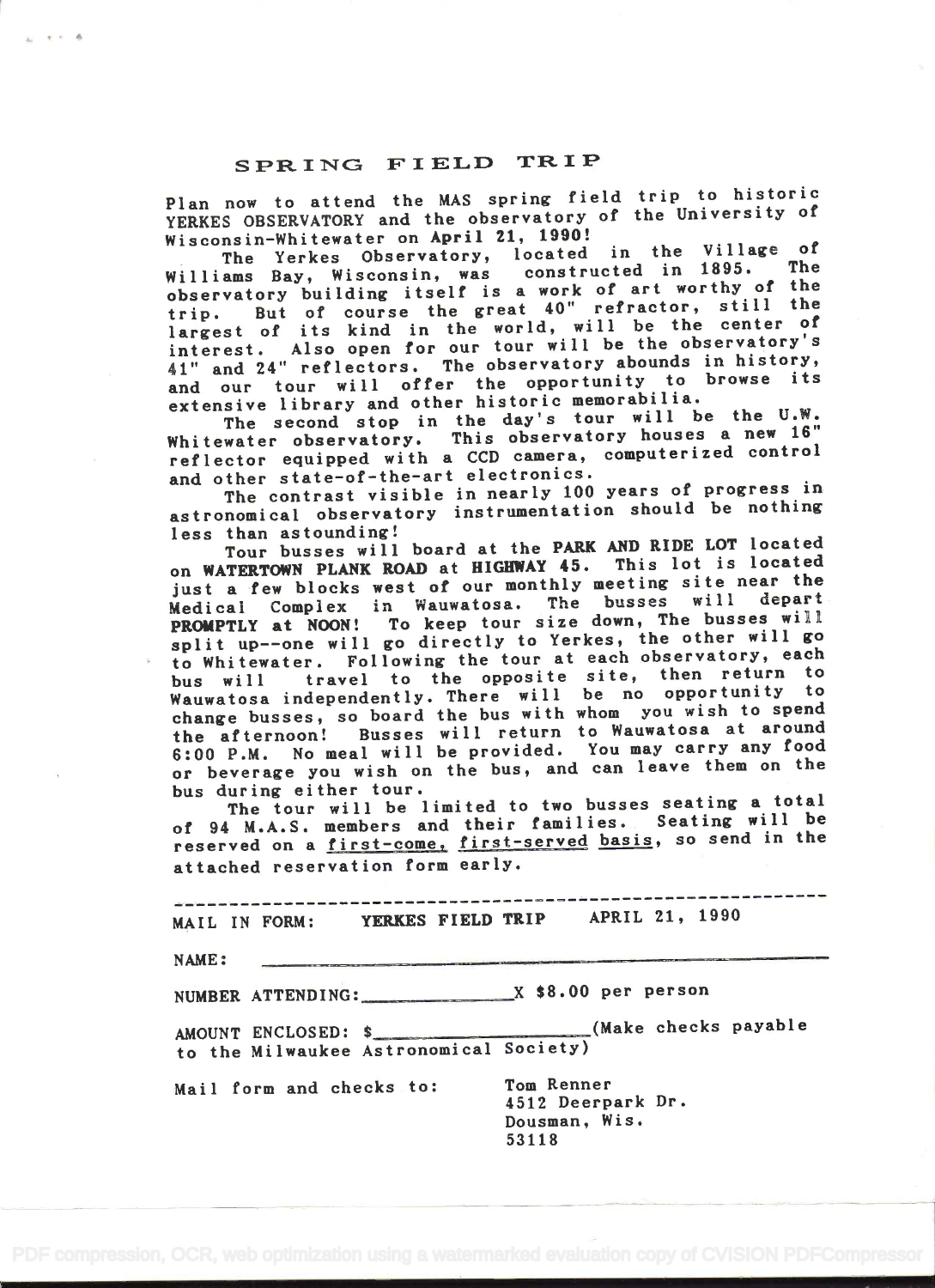## SPRING FIELD TRIP

Plan now to attend the MAS spring field trip to historic YERKES OBSERVATORY and the observatory of the University of Wisconsin-Whitewater on **April 21, 1990!**

The Yerkes Observatory, located in the Village of Williams Bay, Wisconsin, was constructed in 1895. The observatory building itself is a work of art worthy of the trip. But of course the great 40" refractor, still the largest of its kind in the world, will be the center of interest. Also open for our tour will be the observatory's 41" and 24" reflectors. The observatory abounds in history, and our tour will offer the opportunity to browse its extensive library and other historic memorabilia.

The second stop in the day's tour will be the U.W. Whitewater observatory. This observatory houses a new 16" reflector equipped with a CCD camera, computerized control and other state-of-the-art electronics.

The contrast visible in nearly 100 years of progress in astronomical observatory instrumentation should be nothing less than astounding!

Tour busses will board at the **PARK AND RIDE LOT** located on **WATERTOWN PLANK ROAD** at **HIGHWAY 45**. This lot is located just a few blocks west of our monthly meeting site near the Medical Complex in Wauwatosa. The busses will depart **PROMPTLY at NOON!** To keep tour size down, The busses will split up--one will go directly to Yerkes, the other will go to Whitewater. Following the tour at each observatory, each bus will travel to the opposite site, then return to Wauwatosa independently. There will be no opportunity to change busses, so board the bus with whom you wish to spend the afternoon! Busses will return to Wauwatosa at around 6:00 P.M. No meal will be provided. You may carry any food or beverage you wish on the bus, and can leave them on the bus during either tour.

The tour will be limited to two busses seating a total of 94 M.A.S. members and their families. Seating will be reserved on a first-come, first-served basis, so send in the attached reservation form early.

---

MAIL IN FORM: **YERKES FIELD TRIP** APRIL 21, 1990

NAME: ______________________________

NUMBER ATTENDING:______________X $8.00 per person

AMOUNT ENCLOSED: $__________________(Make checks payable to the Milwaukee Astronomical Society)

Mail form and checks to:

Tom Renner
4512 Deerpark Dr.
Dousman, Wis.
53118